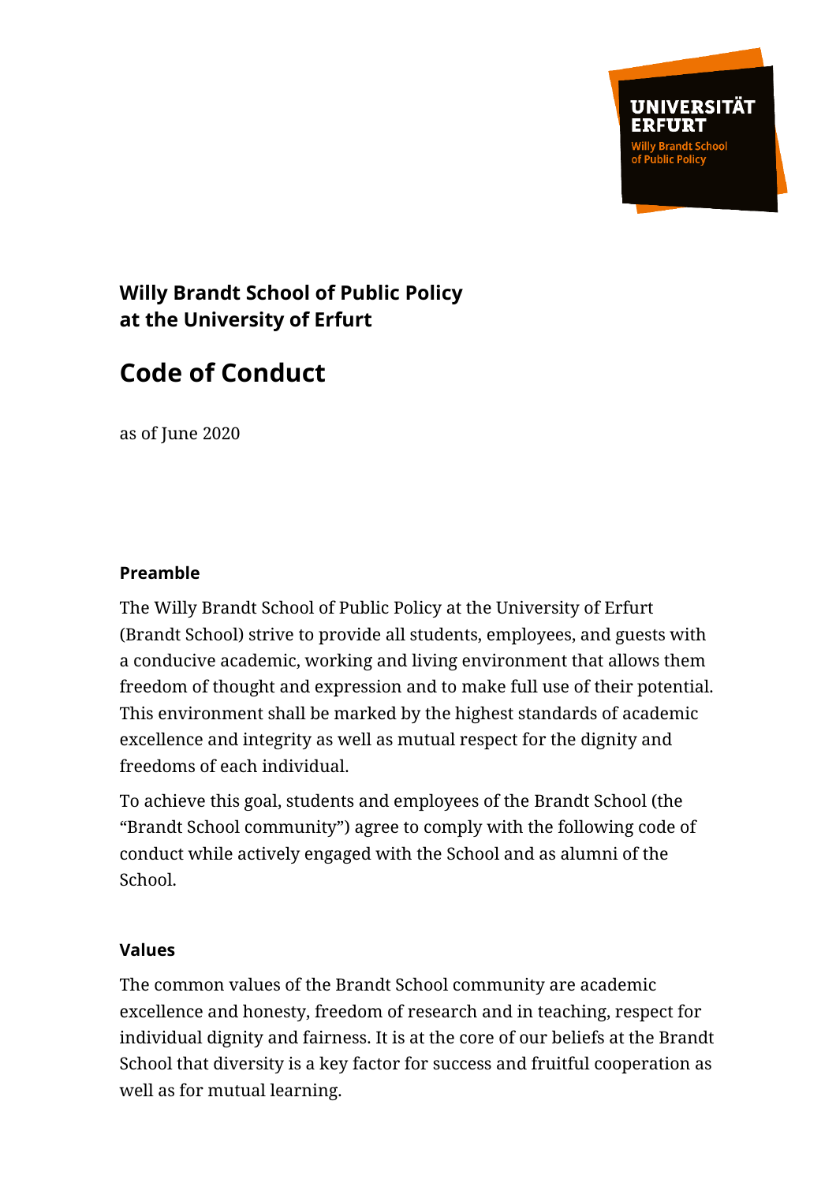UNIVERSITÄT ERFURT
Willy Brandt School of Public Policy

## Willy Brandt School of Public Policy at the University of Erfurt

# Code of Conduct

as of June 2020

### Preamble

The Willy Brandt School of Public Policy at the University of Erfurt (Brandt School) strive to provide all students, employees, and guests with a conducive academic, working and living environment that allows them freedom of thought and expression and to make full use of their potential. This environment shall be marked by the highest standards of academic excellence and integrity as well as mutual respect for the dignity and freedoms of each individual.

To achieve this goal, students and employees of the Brandt School (the "Brandt School community") agree to comply with the following code of conduct while actively engaged with the School and as alumni of the School.

### Values

The common values of the Brandt School community are academic excellence and honesty, freedom of research and in teaching, respect for individual dignity and fairness. It is at the core of our beliefs at the Brandt School that diversity is a key factor for success and fruitful cooperation as well as for mutual learning.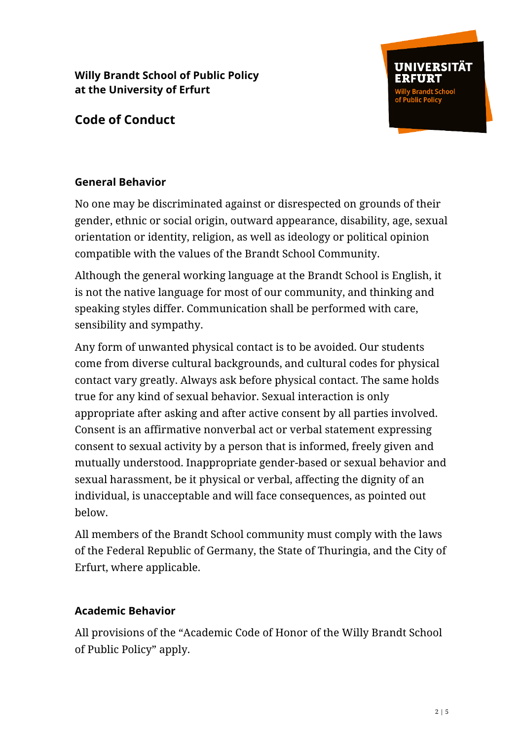**Willy Brandt School of Public Policy**
**at the University of Erfurt**

## Code of Conduct

### General Behavior

No one may be discriminated against or disrespected on grounds of their gender, ethnic or social origin, outward appearance, disability, age, sexual orientation or identity, religion, as well as ideology or political opinion compatible with the values of the Brandt School Community.

Although the general working language at the Brandt School is English, it is not the native language for most of our community, and thinking and speaking styles differ. Communication shall be performed with care, sensibility and sympathy.

Any form of unwanted physical contact is to be avoided. Our students come from diverse cultural backgrounds, and cultural codes for physical contact vary greatly. Always ask before physical contact. The same holds true for any kind of sexual behavior. Sexual interaction is only appropriate after asking and after active consent by all parties involved. Consent is an affirmative nonverbal act or verbal statement expressing consent to sexual activity by a person that is informed, freely given and mutually understood. Inappropriate gender-based or sexual behavior and sexual harassment, be it physical or verbal, affecting the dignity of an individual, is unacceptable and will face consequences, as pointed out below.

All members of the Brandt School community must comply with the laws of the Federal Republic of Germany, the State of Thuringia, and the City of Erfurt, where applicable.

### Academic Behavior

All provisions of the "Academic Code of Honor of the Willy Brandt School of Public Policy" apply.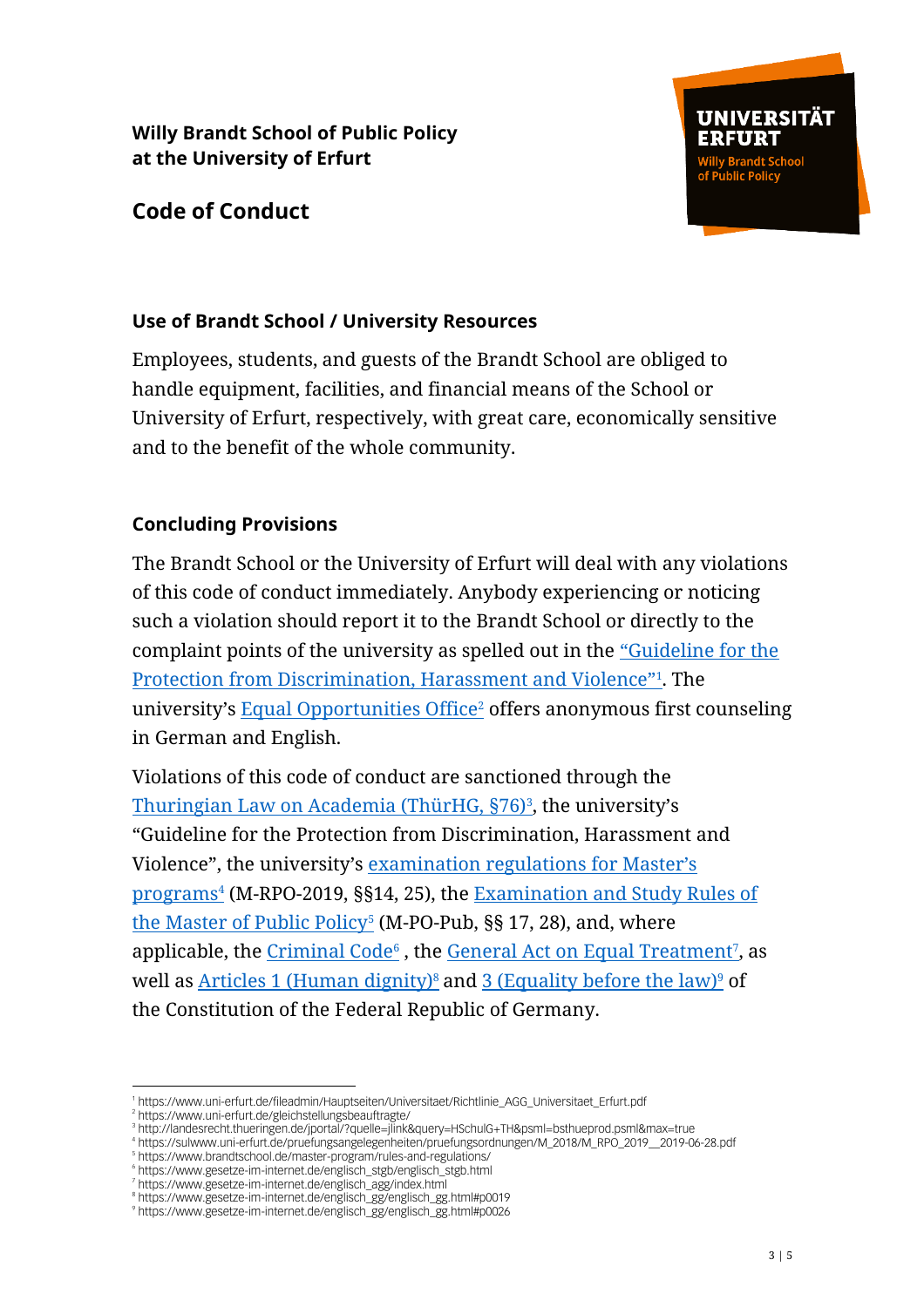**Willy Brandt School of Public Policy at the University of Erfurt**

## Code of Conduct

### Use of Brandt School / University Resources

Employees, students, and guests of the Brandt School are obliged to handle equipment, facilities, and financial means of the School or University of Erfurt, respectively, with great care, economically sensitive and to the benefit of the whole community.

### Concluding Provisions

The Brandt School or the University of Erfurt will deal with any violations of this code of conduct immediately. Anybody experiencing or noticing such a violation should report it to the Brandt School or directly to the complaint points of the university as spelled out in the "Guideline for the Protection from Discrimination, Harassment and Violence"[1]. The university's Equal Opportunities Office[2] offers anonymous first counseling in German and English.

Violations of this code of conduct are sanctioned through the Thuringian Law on Academia (ThürHG, §76)[3], the university's "Guideline for the Protection from Discrimination, Harassment and Violence", the university's examination regulations for Master's programs[4] (M-RPO-2019, §§14, 25), the Examination and Study Rules of the Master of Public Policy[5] (M-PO-Pub, §§ 17, 28), and, where applicable, the Criminal Code[6] , the General Act on Equal Treatment[7], as well as Articles 1 (Human dignity)[8] and 3 (Equality before the law)[9] of the Constitution of the Federal Republic of Germany.

---

[1] https://www.uni-erfurt.de/fileadmin/Hauptseiten/Universitaet/Richtlinie_AGG_Universitaet_Erfurt.pdf
[2] https://www.uni-erfurt.de/gleichstellungsbeauftragte/
[3] http://landesrecht.thueringen.de/jportal/?quelle=jlink&query=HSchulG+TH&psml=bsthueprod.psml&max=true
[4] https://sulwww.uni-erfurt.de/pruefungsangelegenheiten/pruefungsordnungen/M_2018/M_RPO_2019__2019-06-28.pdf
[5] https://www.brandtschool.de/master-program/rules-and-regulations/
[6] https://www.gesetze-im-internet.de/englisch_stgb/englisch_stgb.html
[7] https://www.gesetze-im-internet.de/englisch_agg/index.html
[8] https://www.gesetze-im-internet.de/englisch_gg/englisch_gg.html#p0019
[9] https://www.gesetze-im-internet.de/englisch_gg/englisch_gg.html#p0026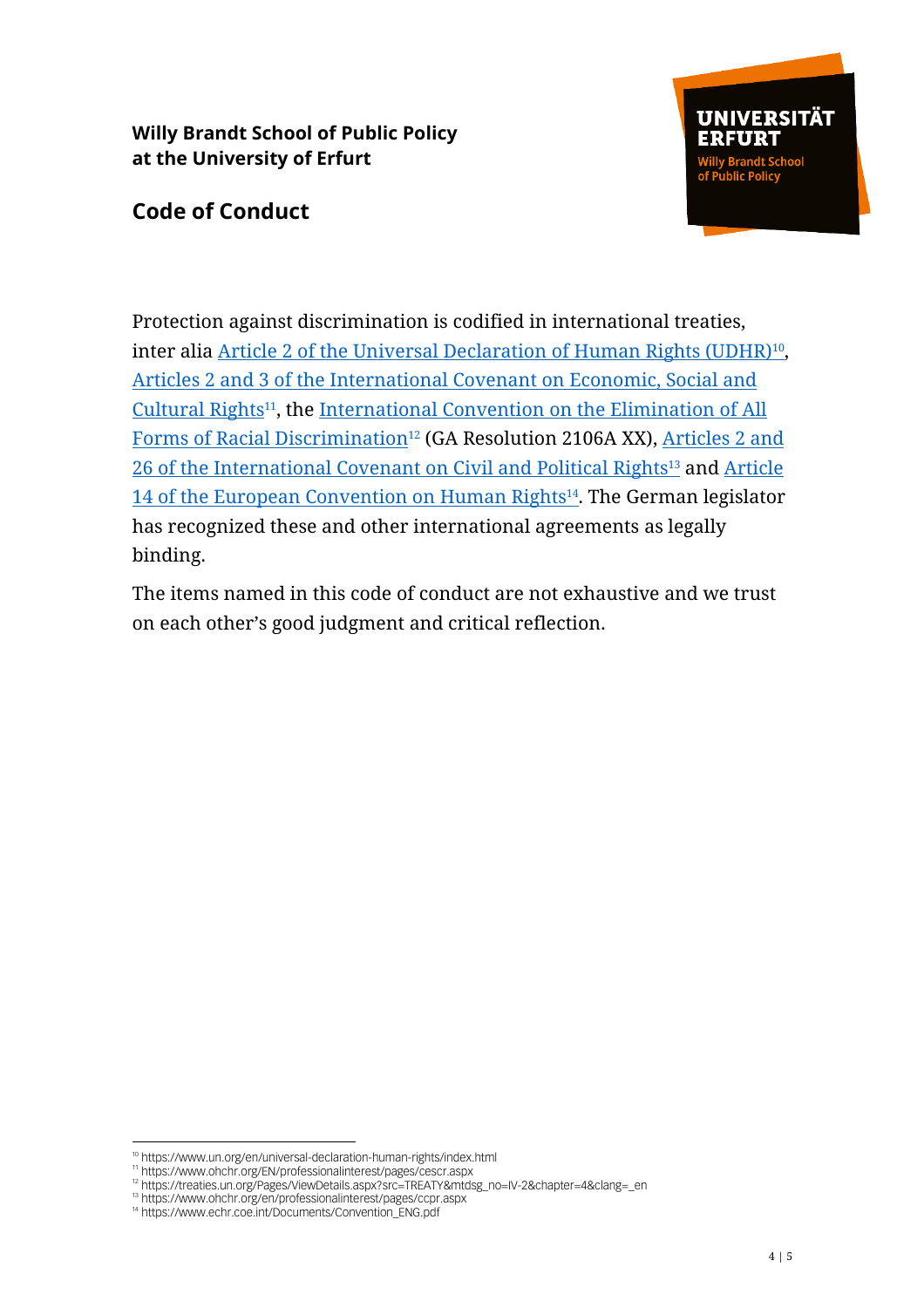**Willy Brandt School of Public Policy at the University of Erfurt**

## Code of Conduct

Protection against discrimination is codified in international treaties, inter alia Article 2 of the Universal Declaration of Human Rights (UDHR)[10], Articles 2 and 3 of the International Covenant on Economic, Social and Cultural Rights[11], the International Convention on the Elimination of All Forms of Racial Discrimination[12] (GA Resolution 2106A XX), Articles 2 and 26 of the International Covenant on Civil and Political Rights[13] and Article 14 of the European Convention on Human Rights[14]. The German legislator has recognized these and other international agreements as legally binding.

The items named in this code of conduct are not exhaustive and we trust on each other's good judgment and critical reflection.

---

[10] https://www.un.org/en/universal-declaration-human-rights/index.html
[11] https://www.ohchr.org/EN/professionalinterest/pages/cescr.aspx
[12] https://treaties.un.org/Pages/ViewDetails.aspx?src=TREATY&mtdsg_no=IV-2&chapter=4&clang=_en
[13] https://www.ohchr.org/en/professionalinterest/pages/ccpr.aspx
[14] https://www.echr.coe.int/Documents/Convention_ENG.pdf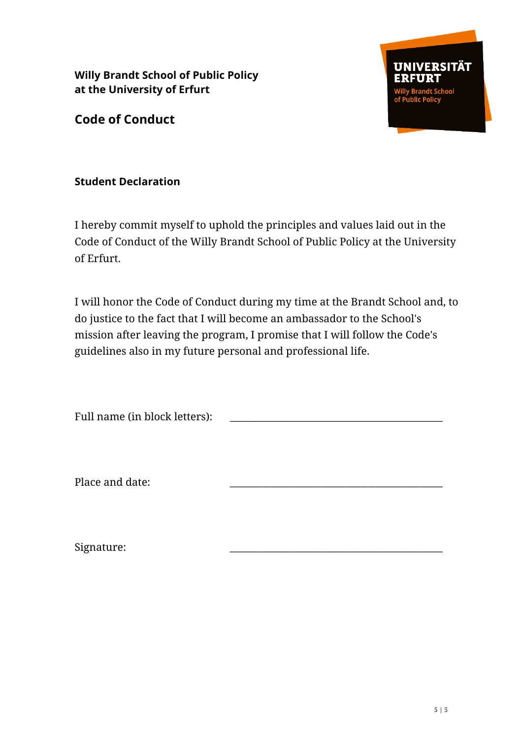**Willy Brandt School of Public Policy**
**at the University of Erfurt**

## Code of Conduct

### Student Declaration

I hereby commit myself to uphold the principles and values laid out in the Code of Conduct of the Willy Brandt School of Public Policy at the University of Erfurt.

I will honor the Code of Conduct during my time at the Brandt School and, to do justice to the fact that I will become an ambassador to the School's mission after leaving the program, I promise that I will follow the Code's guidelines also in my future personal and professional life.

Full name (in block letters): ___________________________________________

Place and date: ___________________________________________

Signature: ___________________________________________